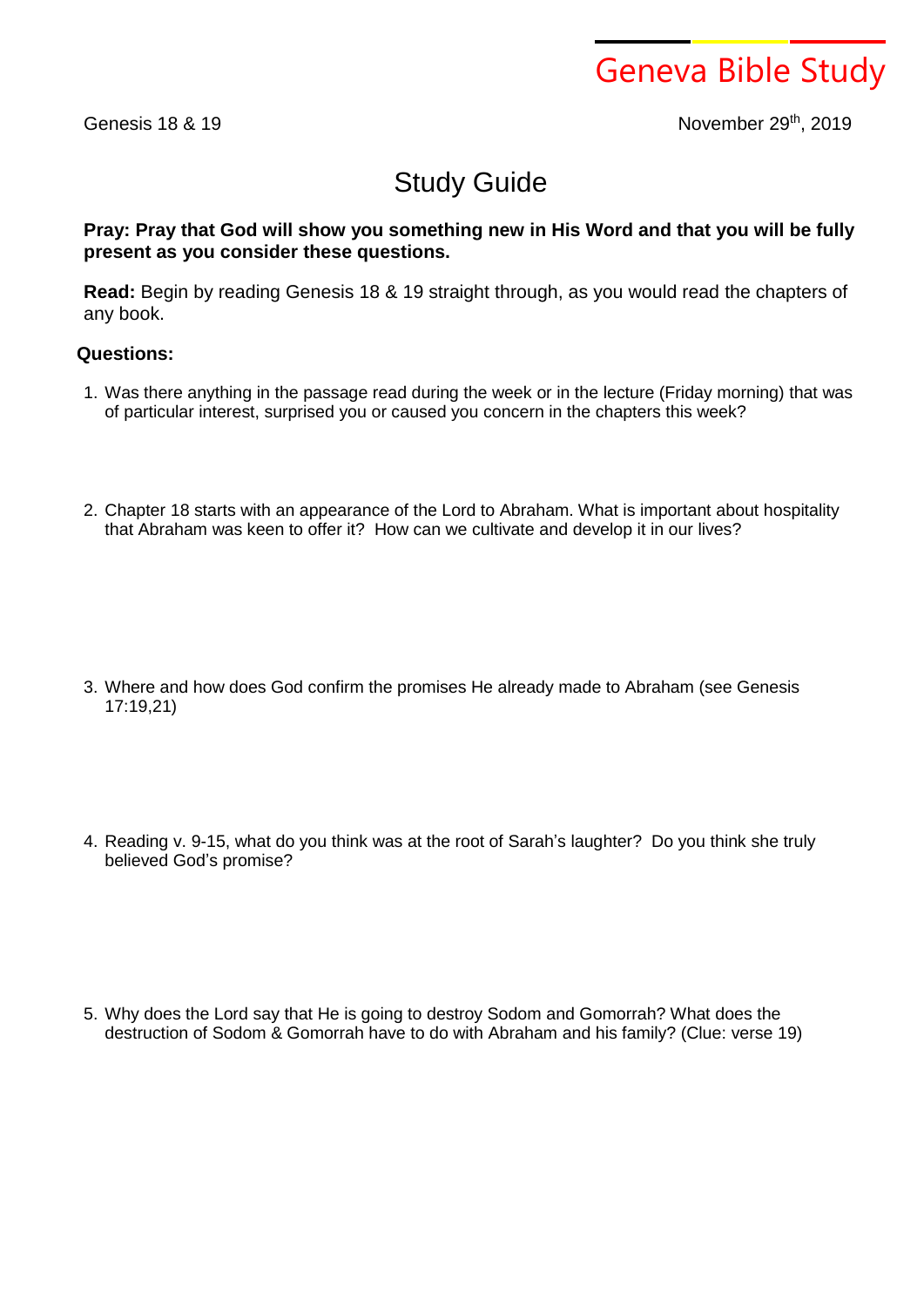Geneva Bible Study

Genesis 18 & 19

November 29th, 2019

# Study Guide

**Pray: Pray that God will show you something new in His Word and that you will be fully present as you consider these questions.**

**Read:** Begin by reading Genesis 18 & 19 straight through, as you would read the chapters of any book.

**Questions:**

1. Was there anything in the passage read during the week or in the lecture (Friday morning) that was of particular interest, surprised you or caused you concern in the chapters this week?

2. Chapter 18 starts with an appearance of the Lord to Abraham. What is important about hospitality that Abraham was keen to offer it? How can we cultivate and develop it in our lives?

3. Where and how does God confirm the promises He already made to Abraham (see Genesis 17:19,21)

4. Reading v. 9-15, what do you think was at the root of Sarah's laughter? Do you think she truly believed God's promise?

5. Why does the Lord say that He is going to destroy Sodom and Gomorrah? What does the destruction of Sodom & Gomorrah have to do with Abraham and his family? (Clue: verse 19)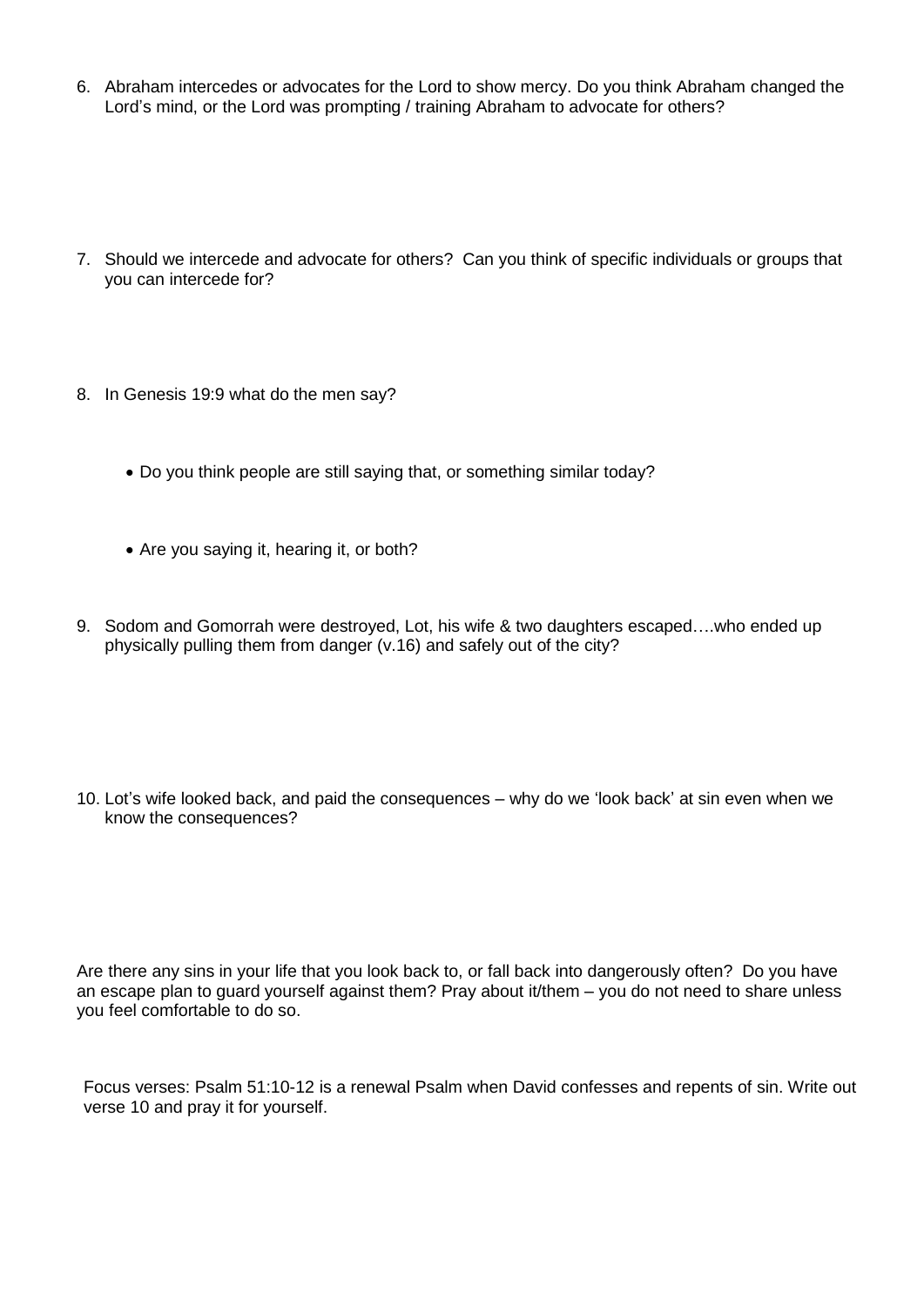6. Abraham intercedes or advocates for the Lord to show mercy. Do you think Abraham changed the Lord's mind, or the Lord was prompting / training Abraham to advocate for others?

7. Should we intercede and advocate for others? Can you think of specific individuals or groups that you can intercede for?

8. In Genesis 19:9 what do the men say?

   - Do you think people are still saying that, or something similar today?

   - Are you saying it, hearing it, or both?

9. Sodom and Gomorrah were destroyed, Lot, his wife & two daughters escaped….who ended up physically pulling them from danger (v.16) and safely out of the city?

10. Lot's wife looked back, and paid the consequences – why do we 'look back' at sin even when we know the consequences?

Are there any sins in your life that you look back to, or fall back into dangerously often? Do you have an escape plan to guard yourself against them? Pray about it/them – you do not need to share unless you feel comfortable to do so.

Focus verses: Psalm 51:10-12 is a renewal Psalm when David confesses and repents of sin. Write out verse 10 and pray it for yourself.